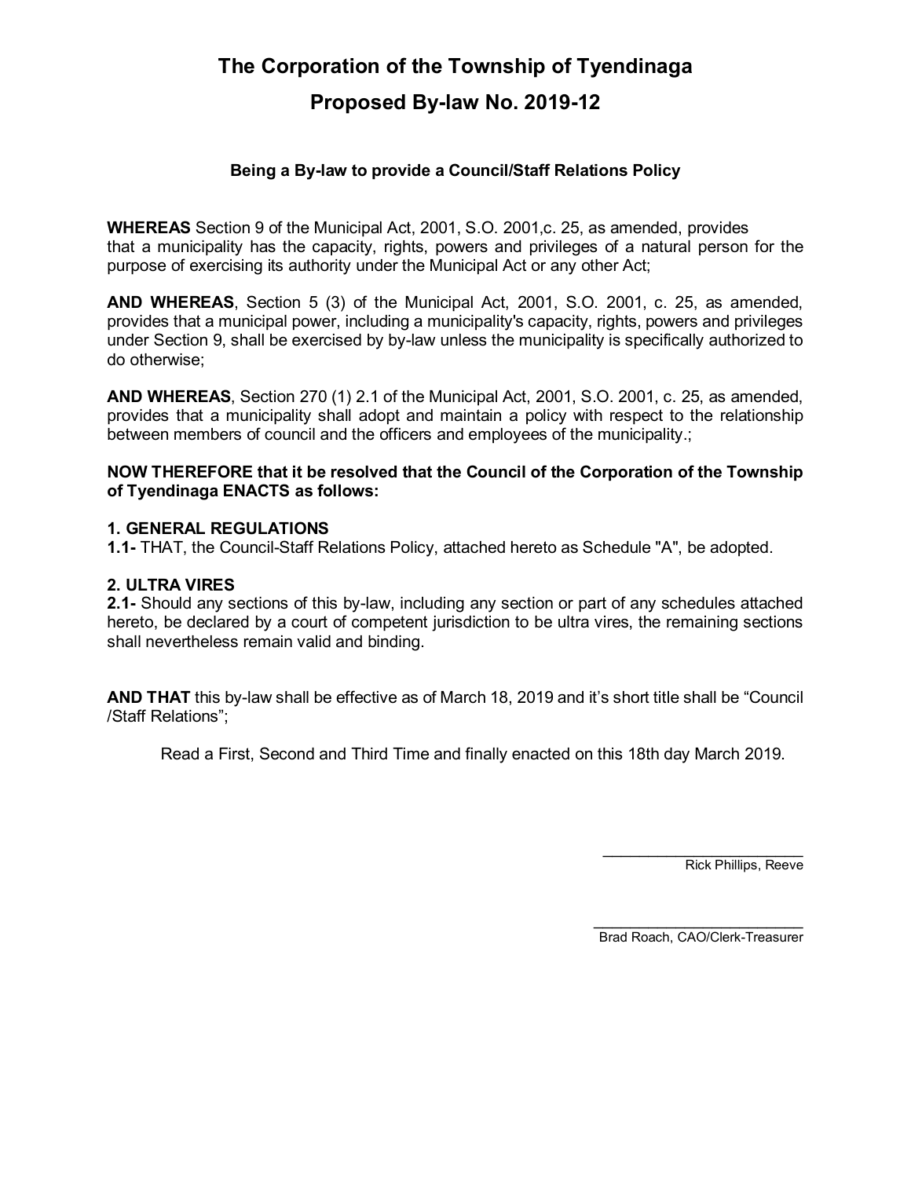# The Corporation of the Township of Tyendinaga

# Proposed By-law No. 2019-12

### Being a By-law to provide a Council/Staff Relations Policy

**WHEREAS** Section 9 of the Municipal Act, 2001, S.O. 2001,c. 25, as amended, provides that a municipality has the capacity, rights, powers and privileges of a natural person for the purpose of exercising its authority under the Municipal Act or any other Act;

**AND WHEREAS**, Section 5 (3) of the Municipal Act, 2001, S.O. 2001, c. 25, as amended, provides that a municipal power, including a municipality's capacity, rights, powers and privileges under Section 9, shall be exercised by by-law unless the municipality is specifically authorized to do otherwise;

**AND WHEREAS**, Section 270 (1) 2.1 of the Municipal Act, 2001, S.O. 2001, c. 25, as amended, provides that a municipality shall adopt and maintain a policy with respect to the relationship between members of council and the officers and employees of the municipality.;

**NOW THEREFORE that it be resolved that the Council of the Corporation of the Township of Tyendinaga ENACTS as follows:**

**1. GENERAL REGULATIONS**

**1.1-** THAT, the Council-Staff Relations Policy, attached hereto as Schedule "A", be adopted.

**2. ULTRA VIRES**

**2.1-** Should any sections of this by-law, including any section or part of any schedules attached hereto, be declared by a court of competent jurisdiction to be ultra vires, the remaining sections shall nevertheless remain valid and binding.

**AND THAT** this by-law shall be effective as of March 18, 2019 and it's short title shall be "Council /Staff Relations";

Read a First, Second and Third Time and finally enacted on this 18th day March 2019.

\_\_\_\_\_\_\_\_\_\_\_\_\_\_\_\_\_\_\_\_\_\_\_\_\_\_

Rick Phillips, Reeve

\_\_\_\_\_\_\_\_\_\_\_\_\_\_\_\_\_\_\_\_\_\_\_\_\_\_

Brad Roach, CAO/Clerk-Treasurer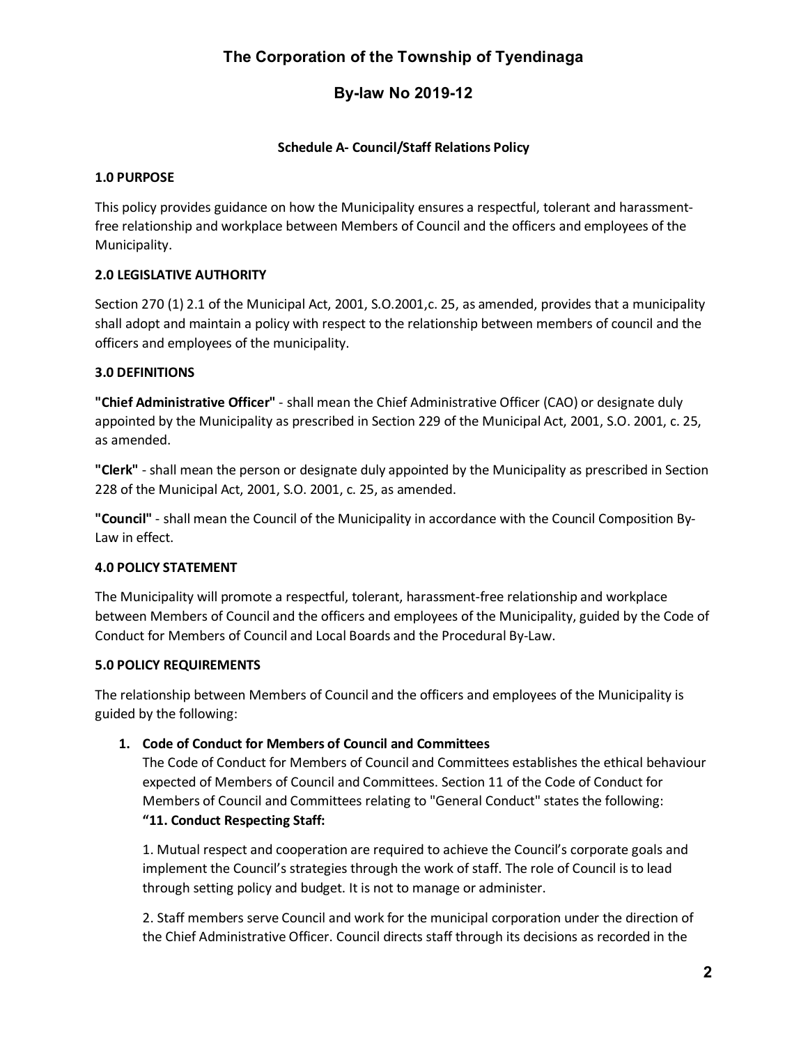# The Corporation of the Township of Tyendinaga

## By-law No 2019-12

**Schedule A- Council/Staff Relations Policy**

**1.0 PURPOSE**

This policy provides guidance on how the Municipality ensures a respectful, tolerant and harassment-free relationship and workplace between Members of Council and the officers and employees of the Municipality.

**2.0 LEGISLATIVE AUTHORITY**

Section 270 (1) 2.1 of the Municipal Act, 2001, S.O.2001,c. 25, as amended, provides that a municipality shall adopt and maintain a policy with respect to the relationship between members of council and the officers and employees of the municipality.

**3.0 DEFINITIONS**

**"Chief Administrative Officer"** - shall mean the Chief Administrative Officer (CAO) or designate duly appointed by the Municipality as prescribed in Section 229 of the Municipal Act, 2001, S.O. 2001, c. 25, as amended.

**"Clerk"** - shall mean the person or designate duly appointed by the Municipality as prescribed in Section 228 of the Municipal Act, 2001, S.O. 2001, c. 25, as amended.

**"Council"** - shall mean the Council of the Municipality in accordance with the Council Composition By-Law in effect.

**4.0 POLICY STATEMENT**

The Municipality will promote a respectful, tolerant, harassment-free relationship and workplace between Members of Council and the officers and employees of the Municipality, guided by the Code of Conduct for Members of Council and Local Boards and the Procedural By-Law.

**5.0 POLICY REQUIREMENTS**

The relationship between Members of Council and the officers and employees of the Municipality is guided by the following:

1. **Code of Conduct for Members of Council and Committees**
   The Code of Conduct for Members of Council and Committees establishes the ethical behaviour expected of Members of Council and Committees. Section 11 of the Code of Conduct for Members of Council and Committees relating to "General Conduct" states the following:
   **"11. Conduct Respecting Staff:**

   1. Mutual respect and cooperation are required to achieve the Council's corporate goals and implement the Council's strategies through the work of staff. The role of Council is to lead through setting policy and budget. It is not to manage or administer.

   2. Staff members serve Council and work for the municipal corporation under the direction of the Chief Administrative Officer. Council directs staff through its decisions as recorded in the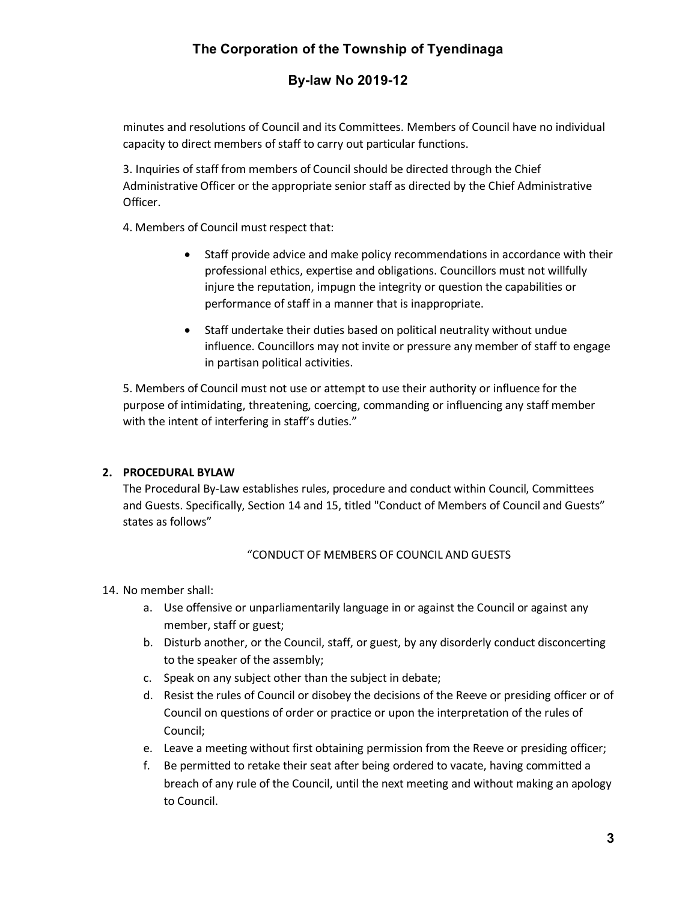minutes and resolutions of Council and its Committees. Members of Council have no individual capacity to direct members of staff to carry out particular functions.

3. Inquiries of staff from members of Council should be directed through the Chief Administrative Officer or the appropriate senior staff as directed by the Chief Administrative Officer.

4. Members of Council must respect that:

- Staff provide advice and make policy recommendations in accordance with their professional ethics, expertise and obligations. Councillors must not willfully injure the reputation, impugn the integrity or question the capabilities or performance of staff in a manner that is inappropriate.
- Staff undertake their duties based on political neutrality without undue influence. Councillors may not invite or pressure any member of staff to engage in partisan political activities.

5. Members of Council must not use or attempt to use their authority or influence for the purpose of intimidating, threatening, coercing, commanding or influencing any staff member with the intent of interfering in staff's duties."

**2. PROCEDURAL BYLAW**

The Procedural By-Law establishes rules, procedure and conduct within Council, Committees and Guests. Specifically, Section 14 and 15, titled "Conduct of Members of Council and Guests" states as follows"

"CONDUCT OF MEMBERS OF COUNCIL AND GUESTS

14. No member shall:
    a. Use offensive or unparliamentarily language in or against the Council or against any member, staff or guest;
    b. Disturb another, or the Council, staff, or guest, by any disorderly conduct disconcerting to the speaker of the assembly;
    c. Speak on any subject other than the subject in debate;
    d. Resist the rules of Council or disobey the decisions of the Reeve or presiding officer or of Council on questions of order or practice or upon the interpretation of the rules of Council;
    e. Leave a meeting without first obtaining permission from the Reeve or presiding officer;
    f. Be permitted to retake their seat after being ordered to vacate, having committed a breach of any rule of the Council, until the next meeting and without making an apology to Council.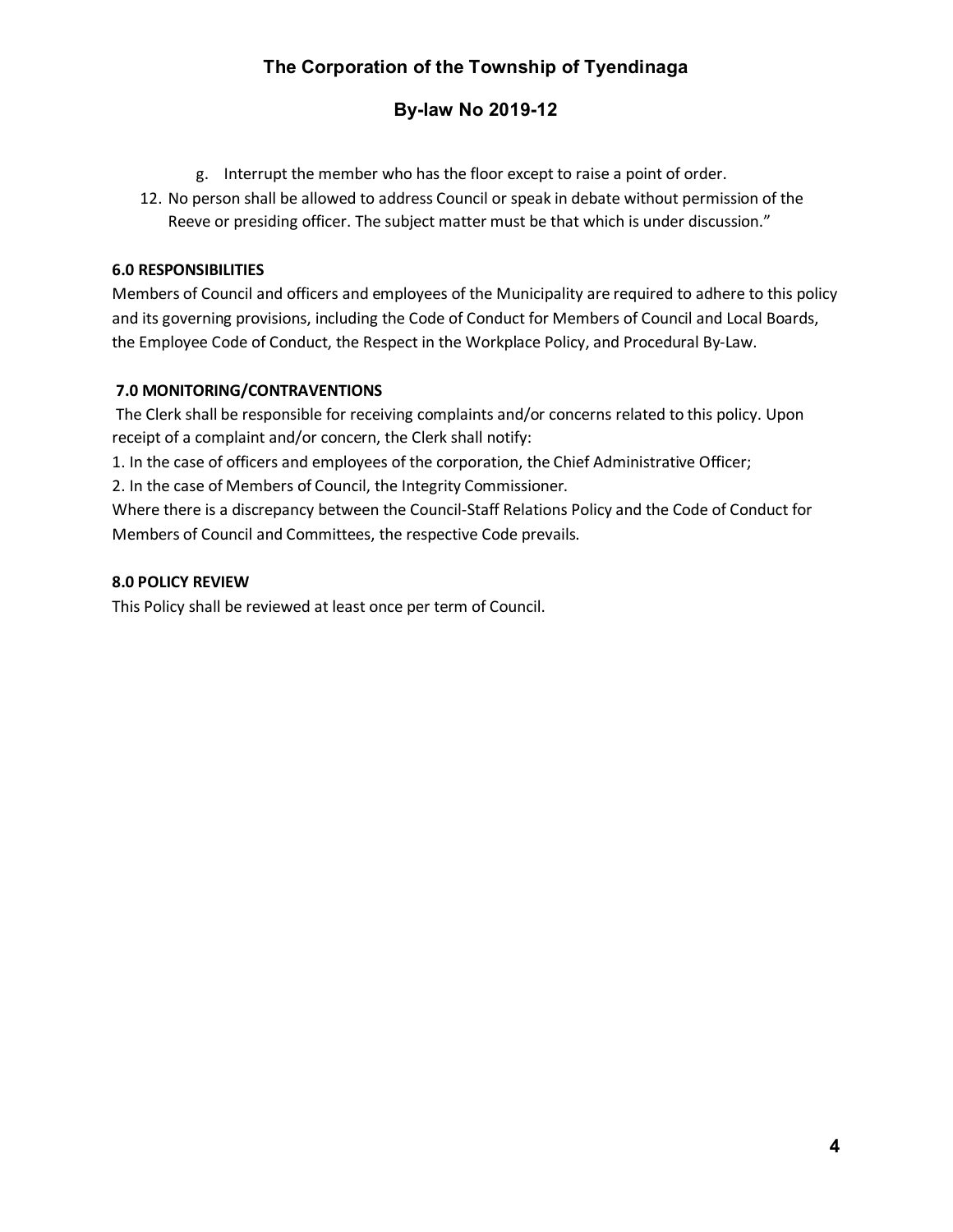g. Interrupt the member who has the floor except to raise a point of order.

12. No person shall be allowed to address Council or speak in debate without permission of the Reeve or presiding officer. The subject matter must be that which is under discussion."

**6.0 RESPONSIBILITIES**

Members of Council and officers and employees of the Municipality are required to adhere to this policy and its governing provisions, including the Code of Conduct for Members of Council and Local Boards, the Employee Code of Conduct, the Respect in the Workplace Policy, and Procedural By-Law.

**7.0 MONITORING/CONTRAVENTIONS**

The Clerk shall be responsible for receiving complaints and/or concerns related to this policy. Upon receipt of a complaint and/or concern, the Clerk shall notify:

1. In the case of officers and employees of the corporation, the Chief Administrative Officer;
2. In the case of Members of Council, the Integrity Commissioner.

Where there is a discrepancy between the Council-Staff Relations Policy and the Code of Conduct for Members of Council and Committees, the respective Code prevails.

**8.0 POLICY REVIEW**

This Policy shall be reviewed at least once per term of Council.